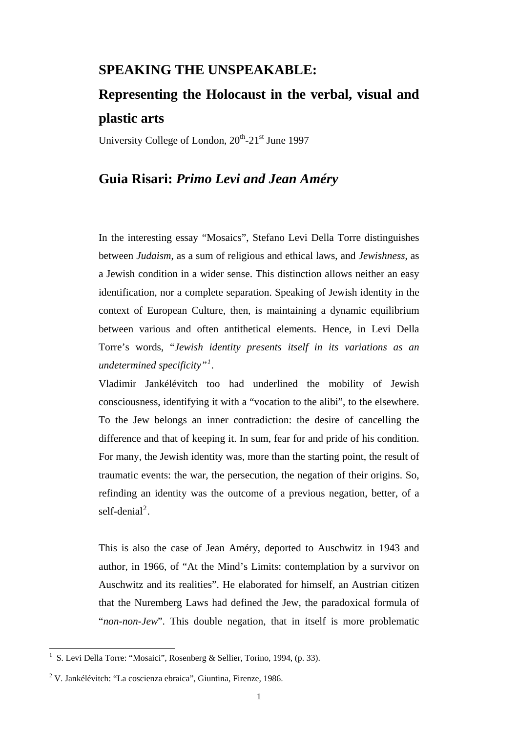# SPEAKING THE UNSPEAKABLE:

# Representing the Holocaust in the verbal, visual and plastic arts

University College of London, 20th-21st June 1997

## Guia Risari: *Primo Levi and Jean Améry*

In the interesting essay "Mosaics", Stefano Levi Della Torre distinguishes between *Judaism*, as a sum of religious and ethical laws, and *Jewishness*, as a Jewish condition in a wider sense. This distinction allows neither an easy identification, nor a complete separation. Speaking of Jewish identity in the context of European Culture, then, is maintaining a dynamic equilibrium between various and often antithetical elements. Hence, in Levi Della Torre's words, "*Jewish identity presents itself in its variations as an undetermined specificity*"[1].

Vladimir Jankélévitch too had underlined the mobility of Jewish consciousness, identifying it with a "vocation to the alibi", to the elsewhere. To the Jew belongs an inner contradiction: the desire of cancelling the difference and that of keeping it. In sum, fear for and pride of his condition. For many, the Jewish identity was, more than the starting point, the result of traumatic events: the war, the persecution, the negation of their origins. So, refinding an identity was the outcome of a previous negation, better, of a self-denial[2].

This is also the case of Jean Améry, deported to Auschwitz in 1943 and author, in 1966, of "At the Mind's Limits: contemplation by a survivor on Auschwitz and its realities". He elaborated for himself, an Austrian citizen that the Nuremberg Laws had defined the Jew, the paradoxical formula of "*non-non-Jew*". This double negation, that in itself is more problematic

---

[1] S. Levi Della Torre: "Mosaici", Rosenberg & Sellier, Torino, 1994, (p. 33).

[2] V. Jankélévitch: "La coscienza ebraica", Giuntina, Firenze, 1986.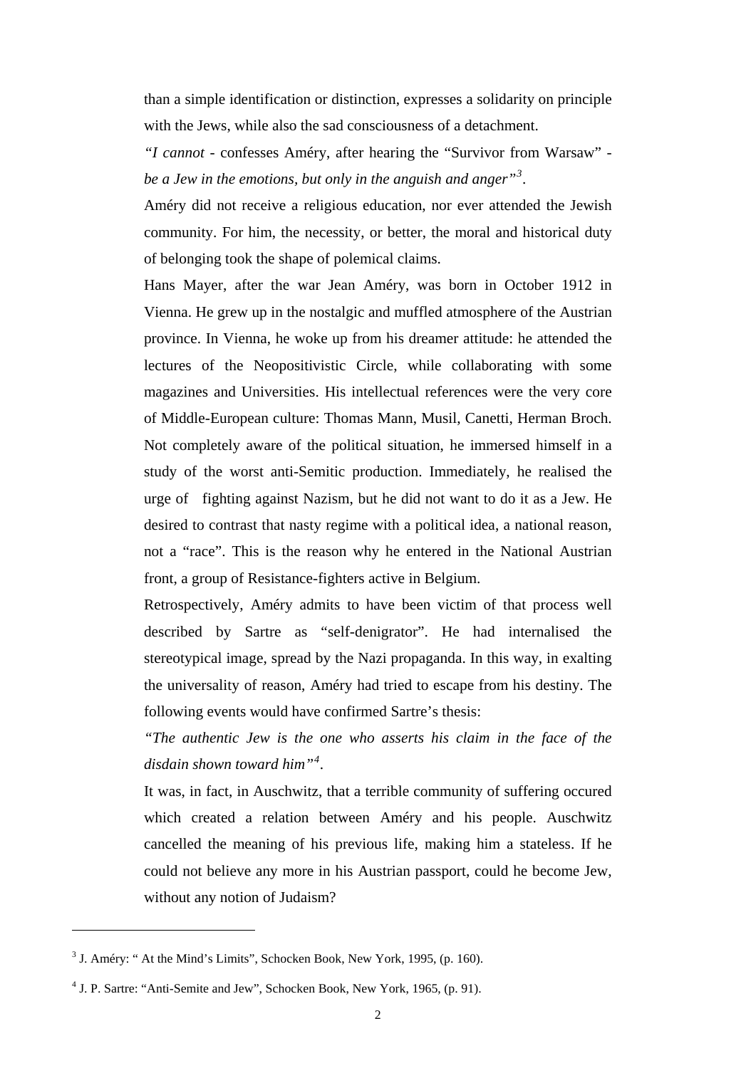than a simple identification or distinction, expresses a solidarity on principle with the Jews, while also the sad consciousness of a detachment.

*"I cannot* - confesses Améry, after hearing the "Survivor from Warsaw" - *be a Jew in the emotions, but only in the anguish and anger"*[3].

Améry did not receive a religious education, nor ever attended the Jewish community. For him, the necessity, or better, the moral and historical duty of belonging took the shape of polemical claims.

Hans Mayer, after the war Jean Améry, was born in October 1912 in Vienna. He grew up in the nostalgic and muffled atmosphere of the Austrian province. In Vienna, he woke up from his dreamer attitude: he attended the lectures of the Neopositivistic Circle, while collaborating with some magazines and Universities. His intellectual references were the very core of Middle-European culture: Thomas Mann, Musil, Canetti, Herman Broch. Not completely aware of the political situation, he immersed himself in a study of the worst anti-Semitic production. Immediately, he realised the urge of fighting against Nazism, but he did not want to do it as a Jew. He desired to contrast that nasty regime with a political idea, a national reason, not a "race". This is the reason why he entered in the National Austrian front, a group of Resistance-fighters active in Belgium.

Retrospectively, Améry admits to have been victim of that process well described by Sartre as "self-denigrator". He had internalised the stereotypical image, spread by the Nazi propaganda. In this way, in exalting the universality of reason, Améry had tried to escape from his destiny. The following events would have confirmed Sartre's thesis:

*"The authentic Jew is the one who asserts his claim in the face of the disdain shown toward him"*[4].

It was, in fact, in Auschwitz, that a terrible community of suffering occured which created a relation between Améry and his people. Auschwitz cancelled the meaning of his previous life, making him a stateless. If he could not believe any more in his Austrian passport, could he become Jew, without any notion of Judaism?

---

[3] J. Améry: " At the Mind's Limits", Schocken Book, New York, 1995, (p. 160).

[4] J. P. Sartre: "Anti-Semite and Jew", Schocken Book, New York, 1965, (p. 91).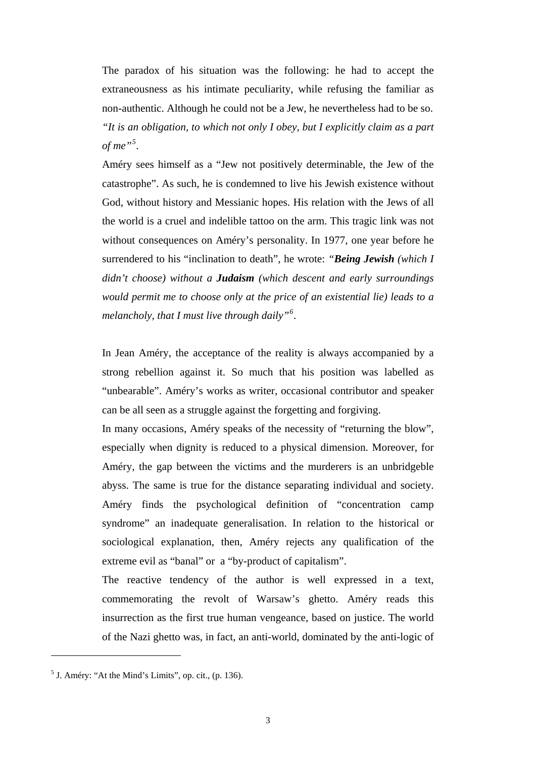The paradox of his situation was the following: he had to accept the extraneousness as his intimate peculiarity, while refusing the familiar as non-authentic. Although he could not be a Jew, he nevertheless had to be so. *"It is an obligation, to which not only I obey, but I explicitly claim as a part of me"*[5].

Améry sees himself as a "Jew not positively determinable, the Jew of the catastrophe". As such, he is condemned to live his Jewish existence without God, without history and Messianic hopes. His relation with the Jews of all the world is a cruel and indelible tattoo on the arm. This tragic link was not without consequences on Améry's personality. In 1977, one year before he surrendered to his "inclination to death", he wrote: *"**Being Jewish** (which I didn't choose) without a **Judaism** (which descent and early surroundings would permit me to choose only at the price of an existential lie) leads to a melancholy, that I must live through daily"*[6].

In Jean Améry, the acceptance of the reality is always accompanied by a strong rebellion against it. So much that his position was labelled as "unbearable". Améry's works as writer, occasional contributor and speaker can be all seen as a struggle against the forgetting and forgiving.

In many occasions, Améry speaks of the necessity of "returning the blow", especially when dignity is reduced to a physical dimension. Moreover, for Améry, the gap between the victims and the murderers is an unbridgeble abyss. The same is true for the distance separating individual and society. Améry finds the psychological definition of "concentration camp syndrome" an inadequate generalisation. In relation to the historical or sociological explanation, then, Améry rejects any qualification of the extreme evil as "banal" or a "by-product of capitalism".

The reactive tendency of the author is well expressed in a text, commemorating the revolt of Warsaw's ghetto. Améry reads this insurrection as the first true human vengeance, based on justice. The world of the Nazi ghetto was, in fact, an anti-world, dominated by the anti-logic of

---

[5] J. Améry: "At the Mind's Limits", op. cit., (p. 136).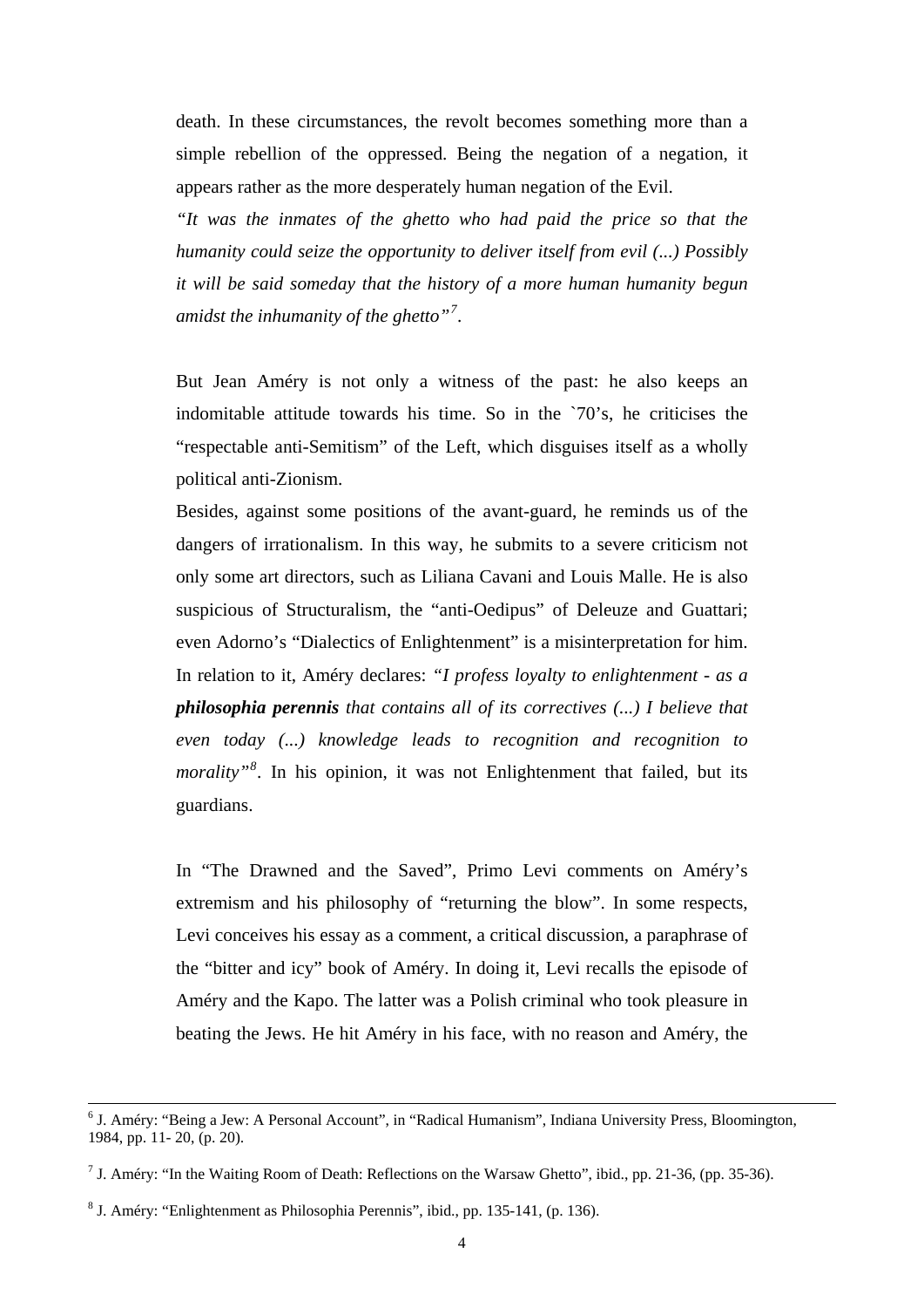death. In these circumstances, the revolt becomes something more than a simple rebellion of the oppressed. Being the negation of a negation, it appears rather as the more desperately human negation of the Evil.

*"It was the inmates of the ghetto who had paid the price so that the humanity could seize the opportunity to deliver itself from evil (...) Possibly it will be said someday that the history of a more human humanity begun amidst the inhumanity of the ghetto"*[7].

But Jean Améry is not only a witness of the past: he also keeps an indomitable attitude towards his time. So in the `70's, he criticises the "respectable anti-Semitism" of the Left, which disguises itself as a wholly political anti-Zionism.

Besides, against some positions of the avant-guard, he reminds us of the dangers of irrationalism. In this way, he submits to a severe criticism not only some art directors, such as Liliana Cavani and Louis Malle. He is also suspicious of Structuralism, the "anti-Oedipus" of Deleuze and Guattari; even Adorno's "Dialectics of Enlightenment" is a misinterpretation for him. In relation to it, Améry declares: *"I profess loyalty to enlightenment - as a **philosophia perennis** that contains all of its correctives (...) I believe that even today (...) knowledge leads to recognition and recognition to morality"*[8]. In his opinion, it was not Enlightenment that failed, but its guardians.

In "The Drawned and the Saved", Primo Levi comments on Améry's extremism and his philosophy of "returning the blow". In some respects, Levi conceives his essay as a comment, a critical discussion, a paraphrase of the "bitter and icy" book of Améry. In doing it, Levi recalls the episode of Améry and the Kapo. The latter was a Polish criminal who took pleasure in beating the Jews. He hit Améry in his face, with no reason and Améry, the

---

[6] J. Améry: "Being a Jew: A Personal Account", in "Radical Humanism", Indiana University Press, Bloomington, 1984, pp. 11- 20, (p. 20).

[7] J. Améry: "In the Waiting Room of Death: Reflections on the Warsaw Ghetto", ibid., pp. 21-36, (pp. 35-36).

[8] J. Améry: "Enlightenment as Philosophia Perennis", ibid., pp. 135-141, (p. 136).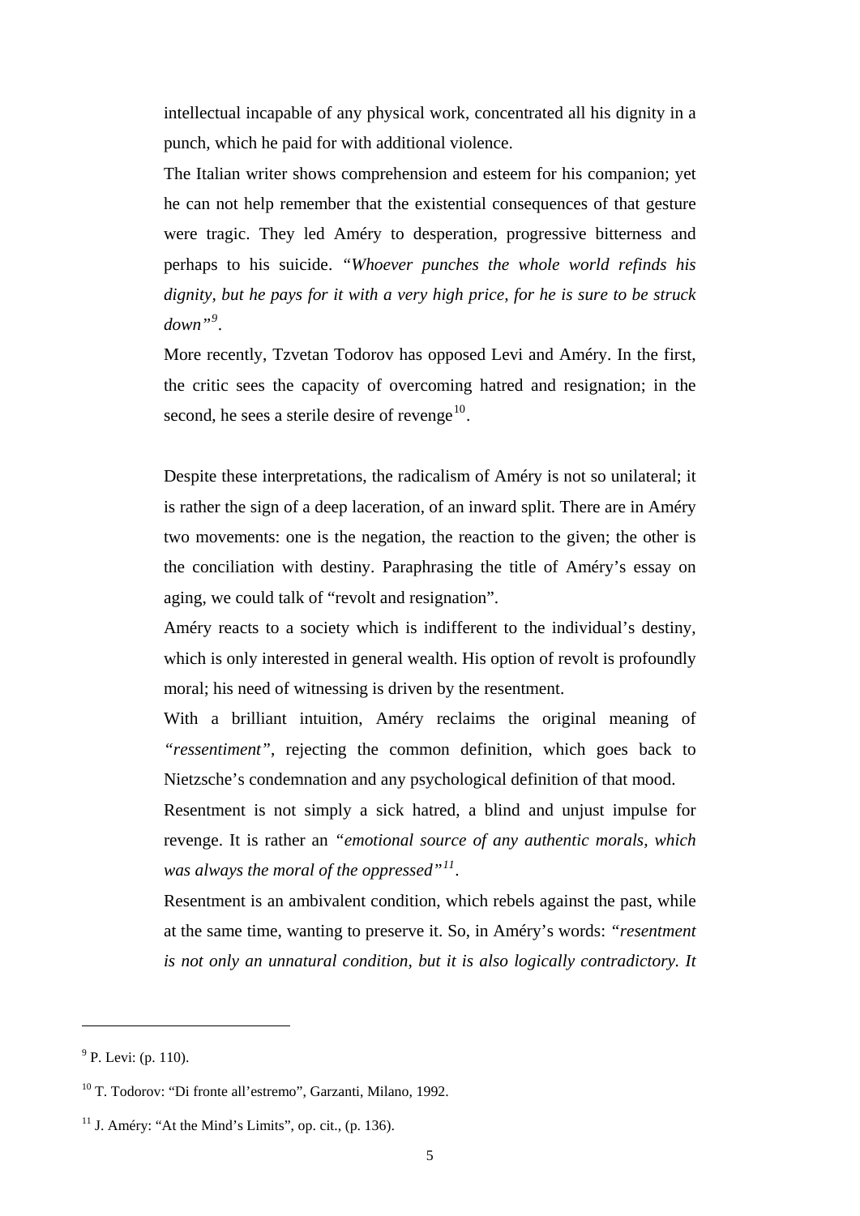intellectual incapable of any physical work, concentrated all his dignity in a punch, which he paid for with additional violence.

The Italian writer shows comprehension and esteem for his companion; yet he can not help remember that the existential consequences of that gesture were tragic. They led Améry to desperation, progressive bitterness and perhaps to his suicide. *"Whoever punches the whole world refinds his dignity, but he pays for it with a very high price, for he is sure to be struck down"*[9].

More recently, Tzvetan Todorov has opposed Levi and Améry. In the first, the critic sees the capacity of overcoming hatred and resignation; in the second, he sees a sterile desire of revenge[10].

Despite these interpretations, the radicalism of Améry is not so unilateral; it is rather the sign of a deep laceration, of an inward split. There are in Améry two movements: one is the negation, the reaction to the given; the other is the conciliation with destiny. Paraphrasing the title of Améry's essay on aging, we could talk of "revolt and resignation".

Améry reacts to a society which is indifferent to the individual's destiny, which is only interested in general wealth. His option of revolt is profoundly moral; his need of witnessing is driven by the resentment.

With a brilliant intuition, Améry reclaims the original meaning of *"ressentiment"*, rejecting the common definition, which goes back to Nietzsche's condemnation and any psychological definition of that mood.

Resentment is not simply a sick hatred, a blind and unjust impulse for revenge. It is rather an *"emotional source of any authentic morals, which was always the moral of the oppressed"*[11].

Resentment is an ambivalent condition, which rebels against the past, while at the same time, wanting to preserve it. So, in Améry's words: *"resentment is not only an unnatural condition, but it is also logically contradictory. It*

---

[9] P. Levi: (p. 110).

[10] T. Todorov: "Di fronte all'estremo", Garzanti, Milano, 1992.

[11] J. Améry: "At the Mind's Limits", op. cit., (p. 136).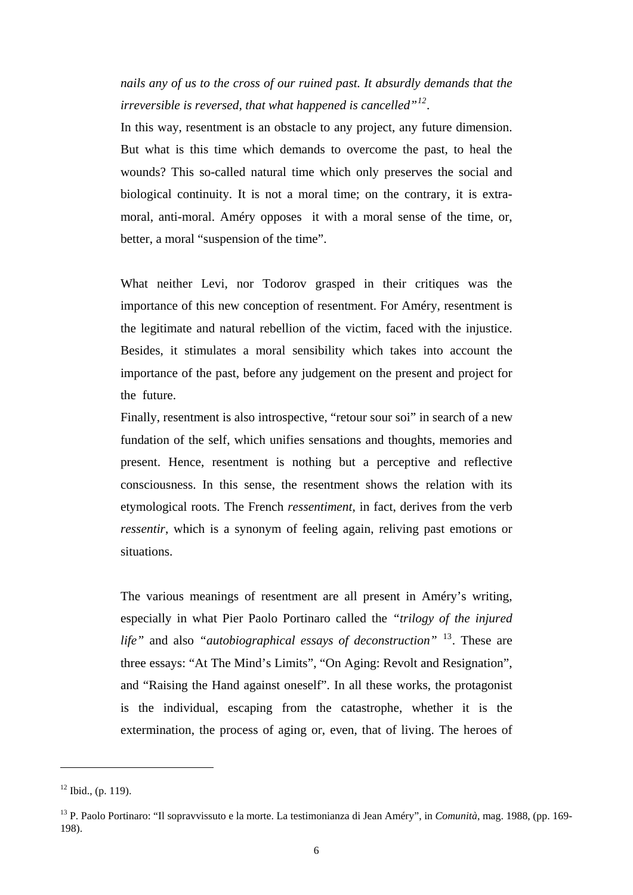*nails any of us to the cross of our ruined past. It absurdly demands that the irreversible is reversed, that what happened is cancelled"*[12].

In this way, resentment is an obstacle to any project, any future dimension. But what is this time which demands to overcome the past, to heal the wounds? This so-called natural time which only preserves the social and biological continuity. It is not a moral time; on the contrary, it is extra-moral, anti-moral. Améry opposes it with a moral sense of the time, or, better, a moral "suspension of the time".

What neither Levi, nor Todorov grasped in their critiques was the importance of this new conception of resentment. For Améry, resentment is the legitimate and natural rebellion of the victim, faced with the injustice. Besides, it stimulates a moral sensibility which takes into account the importance of the past, before any judgement on the present and project for the future.

Finally, resentment is also introspective, "retour sour soi" in search of a new fundation of the self, which unifies sensations and thoughts, memories and present. Hence, resentment is nothing but a perceptive and reflective consciousness. In this sense, the resentment shows the relation with its etymological roots. The French *ressentiment*, in fact, derives from the verb *ressentir*, which is a synonym of feeling again, reliving past emotions or situations.

The various meanings of resentment are all present in Améry's writing, especially in what Pier Paolo Portinaro called the "*trilogy of the injured life*" and also "*autobiographical essays of deconstruction*" [13]. These are three essays: "At The Mind's Limits", "On Aging: Revolt and Resignation", and "Raising the Hand against oneself". In all these works, the protagonist is the individual, escaping from the catastrophe, whether it is the extermination, the process of aging or, even, that of living. The heroes of

---

[12] Ibid., (p. 119).

[13] P. Paolo Portinaro: "Il sopravvissuto e la morte. La testimonianza di Jean Améry", in *Comunità*, mag. 1988, (pp. 169-198).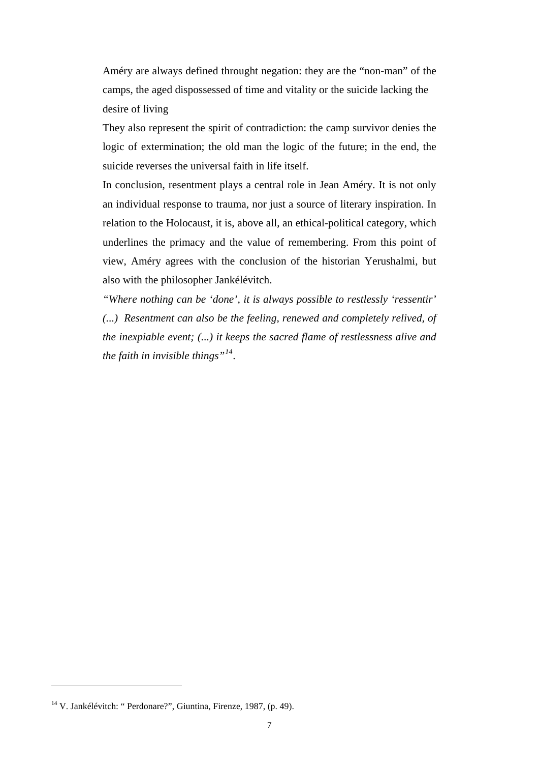Améry are always defined throught negation: they are the "non-man" of the camps, the aged dispossessed of time and vitality or the suicide lacking the desire of living

They also represent the spirit of contradiction: the camp survivor denies the logic of extermination; the old man the logic of the future; in the end, the suicide reverses the universal faith in life itself.

In conclusion, resentment plays a central role in Jean Améry. It is not only an individual response to trauma, nor just a source of literary inspiration. In relation to the Holocaust, it is, above all, an ethical-political category, which underlines the primacy and the value of remembering. From this point of view, Améry agrees with the conclusion of the historian Yerushalmi, but also with the philosopher Jankélévitch.

*"Where nothing can be 'done', it is always possible to restlessly 'ressentir' (...) Resentment can also be the feeling, renewed and completely relived, of the inexpiable event; (...) it keeps the sacred flame of restlessness alive and the faith in invisible things"*[14].

---

[14] V. Jankélévitch: " Perdonare?", Giuntina, Firenze, 1987, (p. 49).